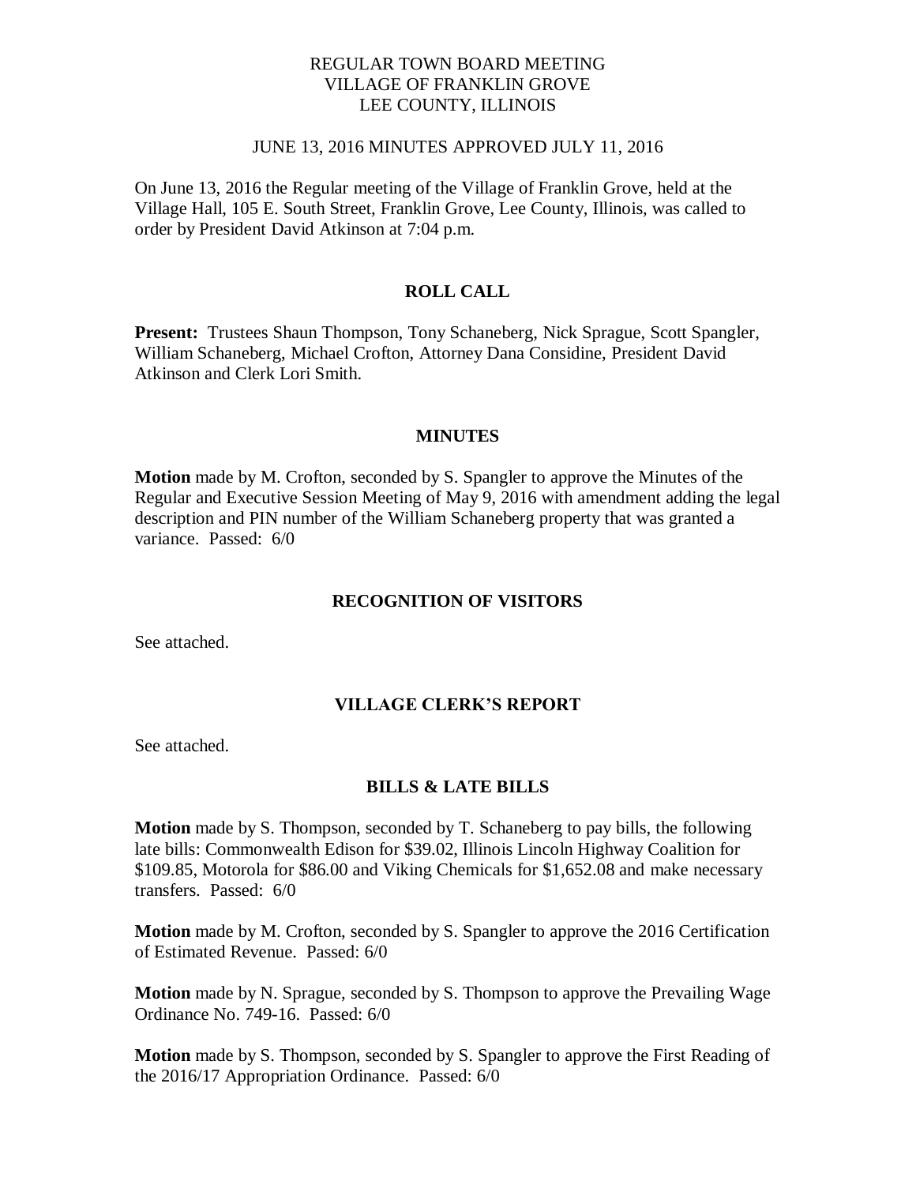# REGULAR TOWN BOARD MEETING
# VILLAGE OF FRANKLIN GROVE
# LEE COUNTY, ILLINOIS

JUNE 13, 2016 MINUTES APPROVED JULY 11, 2016

On June 13, 2016 the Regular meeting of the Village of Franklin Grove, held at the Village Hall, 105 E. South Street, Franklin Grove, Lee County, Illinois, was called to order by President David Atkinson at 7:04 p.m.

## ROLL CALL

**Present:** Trustees Shaun Thompson, Tony Schaneberg, Nick Sprague, Scott Spangler, William Schaneberg, Michael Crofton, Attorney Dana Considine, President David Atkinson and Clerk Lori Smith.

## MINUTES

**Motion** made by M. Crofton, seconded by S. Spangler to approve the Minutes of the Regular and Executive Session Meeting of May 9, 2016 with amendment adding the legal description and PIN number of the William Schaneberg property that was granted a variance. Passed: 6/0

## RECOGNITION OF VISITORS

See attached.

## VILLAGE CLERK'S REPORT

See attached.

## BILLS & LATE BILLS

**Motion** made by S. Thompson, seconded by T. Schaneberg to pay bills, the following late bills: Commonwealth Edison for $39.02, Illinois Lincoln Highway Coalition for $109.85, Motorola for $86.00 and Viking Chemicals for $1,652.08 and make necessary transfers. Passed: 6/0

**Motion** made by M. Crofton, seconded by S. Spangler to approve the 2016 Certification of Estimated Revenue. Passed: 6/0

**Motion** made by N. Sprague, seconded by S. Thompson to approve the Prevailing Wage Ordinance No. 749-16. Passed: 6/0

**Motion** made by S. Thompson, seconded by S. Spangler to approve the First Reading of the 2016/17 Appropriation Ordinance. Passed: 6/0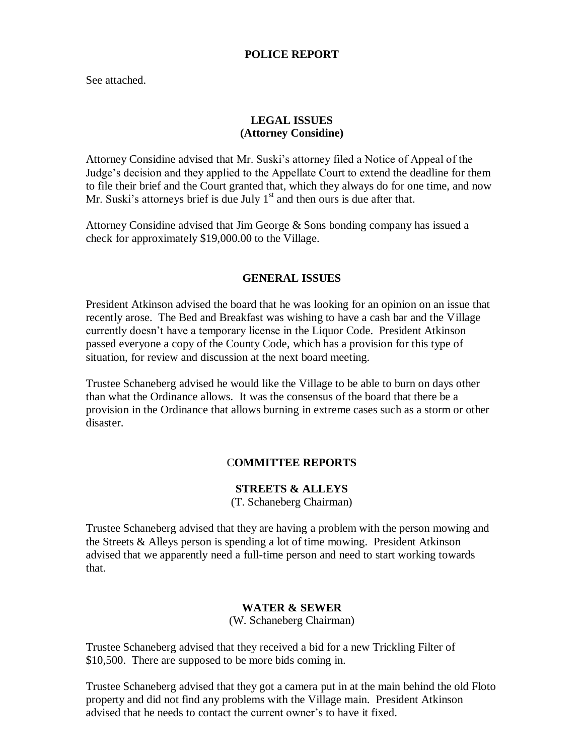## POLICE REPORT

See attached.

## LEGAL ISSUES
## (Attorney Considine)

Attorney Considine advised that Mr. Suski's attorney filed a Notice of Appeal of the Judge's decision and they applied to the Appellate Court to extend the deadline for them to file their brief and the Court granted that, which they always do for one time, and now Mr. Suski's attorneys brief is due July 1st and then ours is due after that.

Attorney Considine advised that Jim George & Sons bonding company has issued a check for approximately $19,000.00 to the Village.

## GENERAL ISSUES

President Atkinson advised the board that he was looking for an opinion on an issue that recently arose. The Bed and Breakfast was wishing to have a cash bar and the Village currently doesn't have a temporary license in the Liquor Code. President Atkinson passed everyone a copy of the County Code, which has a provision for this type of situation, for review and discussion at the next board meeting.

Trustee Schaneberg advised he would like the Village to be able to burn on days other than what the Ordinance allows. It was the consensus of the board that there be a provision in the Ordinance that allows burning in extreme cases such as a storm or other disaster.

## COMMITTEE REPORTS

### STREETS & ALLEYS
(T. Schaneberg Chairman)

Trustee Schaneberg advised that they are having a problem with the person mowing and the Streets & Alleys person is spending a lot of time mowing. President Atkinson advised that we apparently need a full-time person and need to start working towards that.

### WATER & SEWER
(W. Schaneberg Chairman)

Trustee Schaneberg advised that they received a bid for a new Trickling Filter of $10,500. There are supposed to be more bids coming in.

Trustee Schaneberg advised that they got a camera put in at the main behind the old Floto property and did not find any problems with the Village main. President Atkinson advised that he needs to contact the current owner's to have it fixed.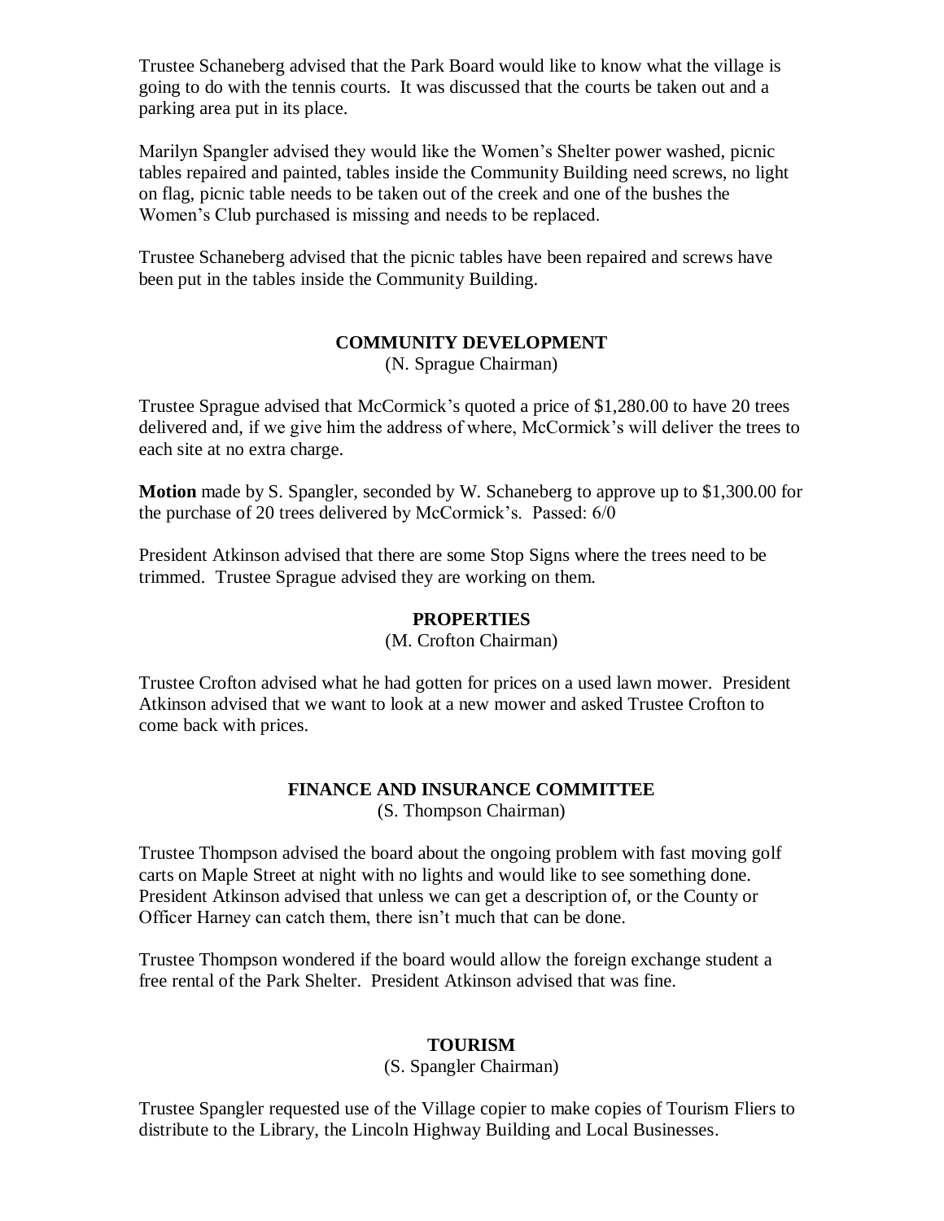Trustee Schaneberg advised that the Park Board would like to know what the village is going to do with the tennis courts. It was discussed that the courts be taken out and a parking area put in its place.

Marilyn Spangler advised they would like the Women's Shelter power washed, picnic tables repaired and painted, tables inside the Community Building need screws, no light on flag, picnic table needs to be taken out of the creek and one of the bushes the Women's Club purchased is missing and needs to be replaced.

Trustee Schaneberg advised that the picnic tables have been repaired and screws have been put in the tables inside the Community Building.

## COMMUNITY DEVELOPMENT

(N. Sprague Chairman)

Trustee Sprague advised that McCormick's quoted a price of $1,280.00 to have 20 trees delivered and, if we give him the address of where, McCormick's will deliver the trees to each site at no extra charge.

**Motion** made by S. Spangler, seconded by W. Schaneberg to approve up to $1,300.00 for the purchase of 20 trees delivered by McCormick's. Passed: 6/0

President Atkinson advised that there are some Stop Signs where the trees need to be trimmed. Trustee Sprague advised they are working on them.

## PROPERTIES

(M. Crofton Chairman)

Trustee Crofton advised what he had gotten for prices on a used lawn mower. President Atkinson advised that we want to look at a new mower and asked Trustee Crofton to come back with prices.

## FINANCE AND INSURANCE COMMITTEE

(S. Thompson Chairman)

Trustee Thompson advised the board about the ongoing problem with fast moving golf carts on Maple Street at night with no lights and would like to see something done. President Atkinson advised that unless we can get a description of, or the County or Officer Harney can catch them, there isn't much that can be done.

Trustee Thompson wondered if the board would allow the foreign exchange student a free rental of the Park Shelter. President Atkinson advised that was fine.

## TOURISM

(S. Spangler Chairman)

Trustee Spangler requested use of the Village copier to make copies of Tourism Fliers to distribute to the Library, the Lincoln Highway Building and Local Businesses.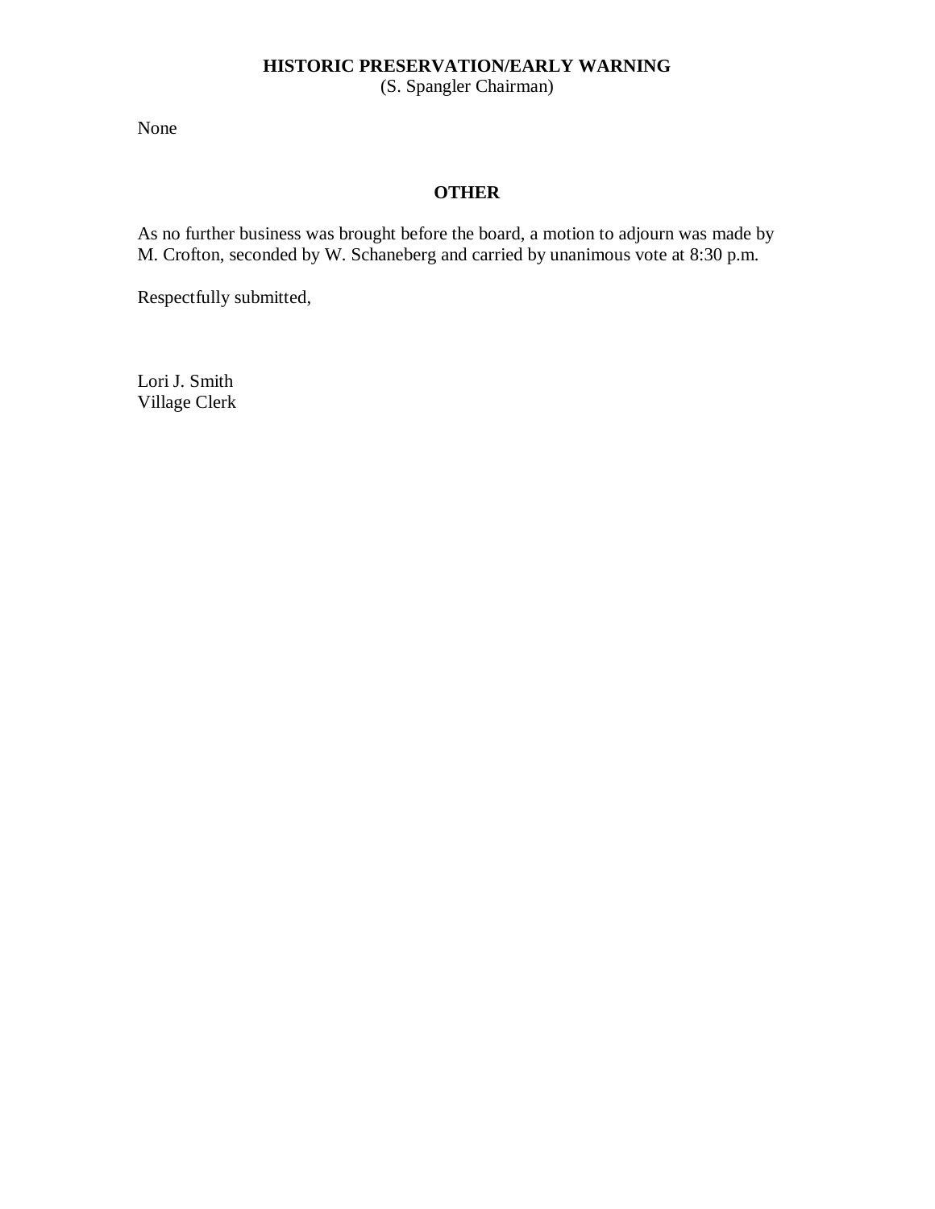**HISTORIC PRESERVATION/EARLY WARNING**
(S. Spangler Chairman)

None

**OTHER**

As no further business was brought before the board, a motion to adjourn was made by M. Crofton, seconded by W. Schaneberg and carried by unanimous vote at 8:30 p.m.

Respectfully submitted,

Lori J. Smith
Village Clerk